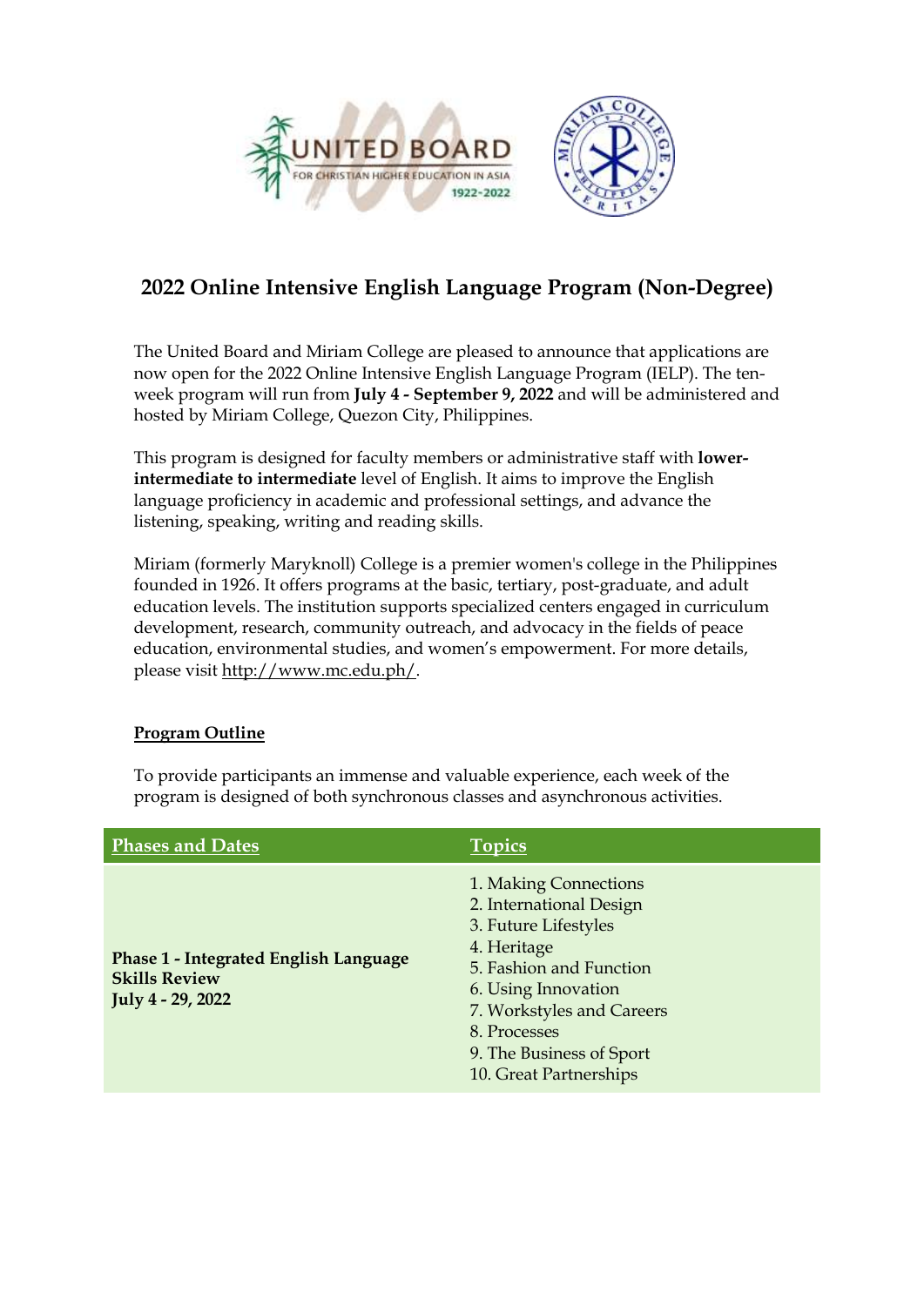# 2022 Online Intensive English Language Program (Non-Degree)

The United Board and Miriam College are pleased to announce that applications are now open for the 2022 Online Intensive English Language Program (IELP). The ten-week program will run from **July 4 - September 9, 2022** and will be administered and hosted by Miriam College, Quezon City, Philippines.

This program is designed for faculty members or administrative staff with **lower-intermediate to intermediate** level of English. It aims to improve the English language proficiency in academic and professional settings, and advance the listening, speaking, writing and reading skills.

Miriam (formerly Maryknoll) College is a premier women's college in the Philippines founded in 1926. It offers programs at the basic, tertiary, post-graduate, and adult education levels. The institution supports specialized centers engaged in curriculum development, research, community outreach, and advocacy in the fields of peace education, environmental studies, and women's empowerment. For more details, please visit http://www.mc.edu.ph/.

## Program Outline

To provide participants an immense and valuable experience, each week of the program is designed of both synchronous classes and asynchronous activities.

| Phases and Dates | Topics |
|---|---|
| **Phase 1 - Integrated English Language Skills Review**<br>**July 4 - 29, 2022** | 1. Making Connections<br>2. International Design<br>3. Future Lifestyles<br>4. Heritage<br>5. Fashion and Function<br>6. Using Innovation<br>7. Workstyles and Careers<br>8. Processes<br>9. The Business of Sport<br>10. Great Partnerships |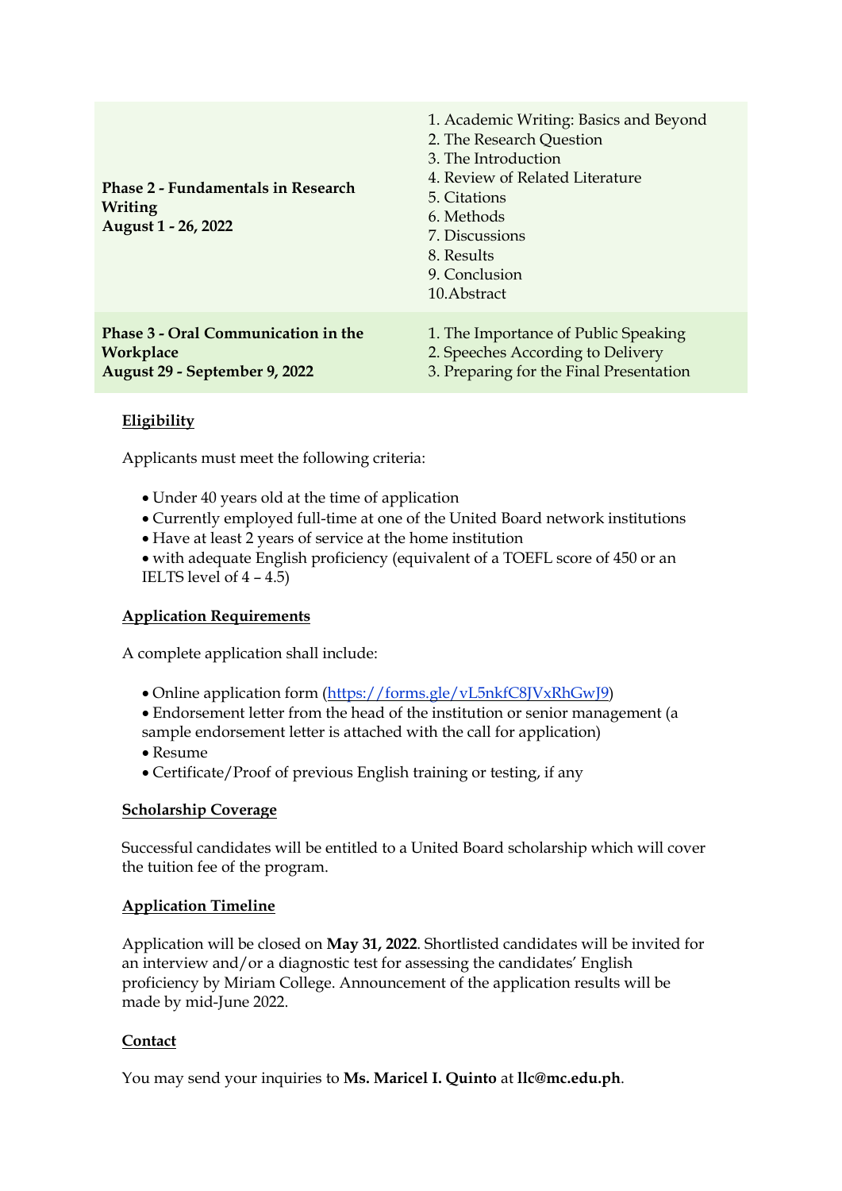| | |
|---|---|
| **Phase 2 - Fundamentals in Research Writing**<br>**August 1 - 26, 2022** | 1. Academic Writing: Basics and Beyond<br>2. The Research Question<br>3. The Introduction<br>4. Review of Related Literature<br>5. Citations<br>6. Methods<br>7. Discussions<br>8. Results<br>9. Conclusion<br>10.Abstract |
| **Phase 3 - Oral Communication in the Workplace**<br>**August 29 - September 9, 2022** | 1. The Importance of Public Speaking<br>2. Speeches According to Delivery<br>3. Preparing for the Final Presentation |

**Eligibility**

Applicants must meet the following criteria:

- Under 40 years old at the time of application
- Currently employed full-time at one of the United Board network institutions
- Have at least 2 years of service at the home institution
- with adequate English proficiency (equivalent of a TOEFL score of 450 or an IELTS level of 4 – 4.5)

**Application Requirements**

A complete application shall include:

- Online application form (https://forms.gle/vL5nkfC8JVxRhGwJ9)
- Endorsement letter from the head of the institution or senior management (a sample endorsement letter is attached with the call for application)
- Resume
- Certificate/Proof of previous English training or testing, if any

**Scholarship Coverage**

Successful candidates will be entitled to a United Board scholarship which will cover the tuition fee of the program.

**Application Timeline**

Application will be closed on **May 31, 2022**. Shortlisted candidates will be invited for an interview and/or a diagnostic test for assessing the candidates' English proficiency by Miriam College. Announcement of the application results will be made by mid-June 2022.

**Contact**

You may send your inquiries to **Ms. Maricel I. Quinto** at **llc@mc.edu.ph**.